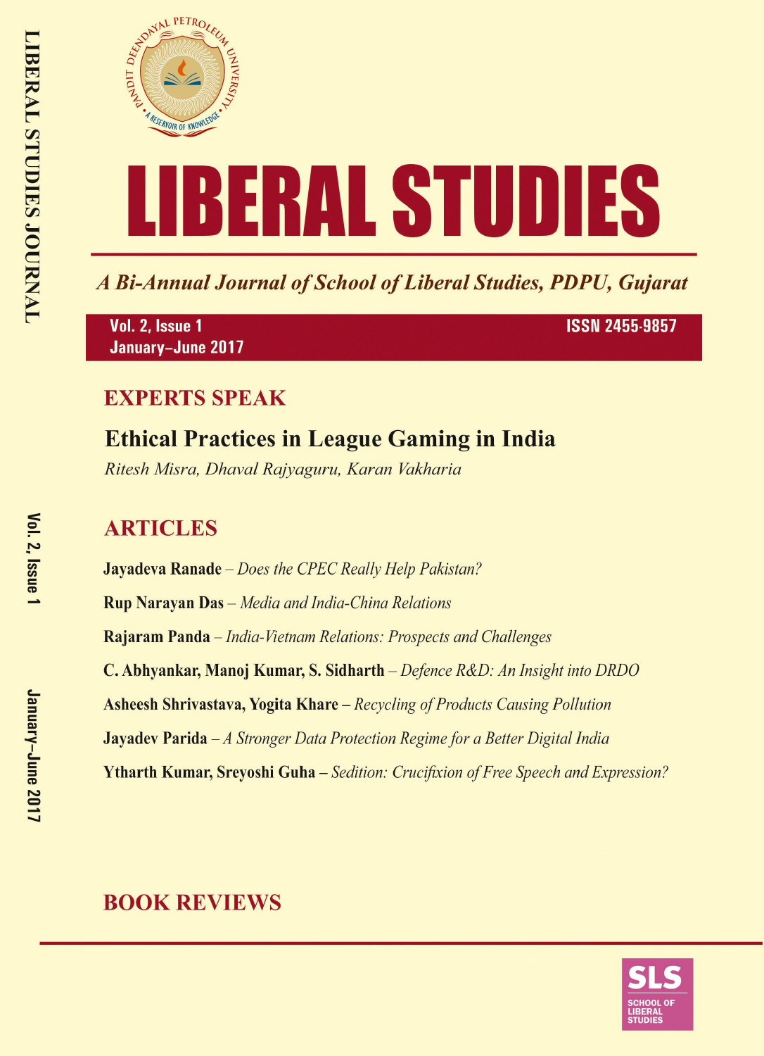# LIBERAL STUDIES

*A Bi-Annual Journal of School of Liberal Studies, PDPU, Gujarat*

**Vol. 2, Issue 1**
**January–June 2017**

**ISSN 2455-9857**

## EXPERTS SPEAK

### Ethical Practices in League Gaming in India

*Ritesh Misra, Dhaval Rajyaguru, Karan Vakharia*

## ARTICLES

**Jayadeva Ranade** – *Does the CPEC Really Help Pakistan?*

**Rup Narayan Das** – *Media and India-China Relations*

**Rajaram Panda** – *India-Vietnam Relations: Prospects and Challenges*

**C. Abhyankar, Manoj Kumar, S. Sidharth** – *Defence R&D: An Insight into DRDO*

**Asheesh Shrivastava, Yogita Khare** – *Recycling of Products Causing Pollution*

**Jayadev Parida** – *A Stronger Data Protection Regime for a Better Digital India*

**Ytharth Kumar, Sreyoshi Guha** – *Sedition: Crucifixion of Free Speech and Expression?*

## BOOK REVIEWS

SLS SCHOOL OF LIBERAL STUDIES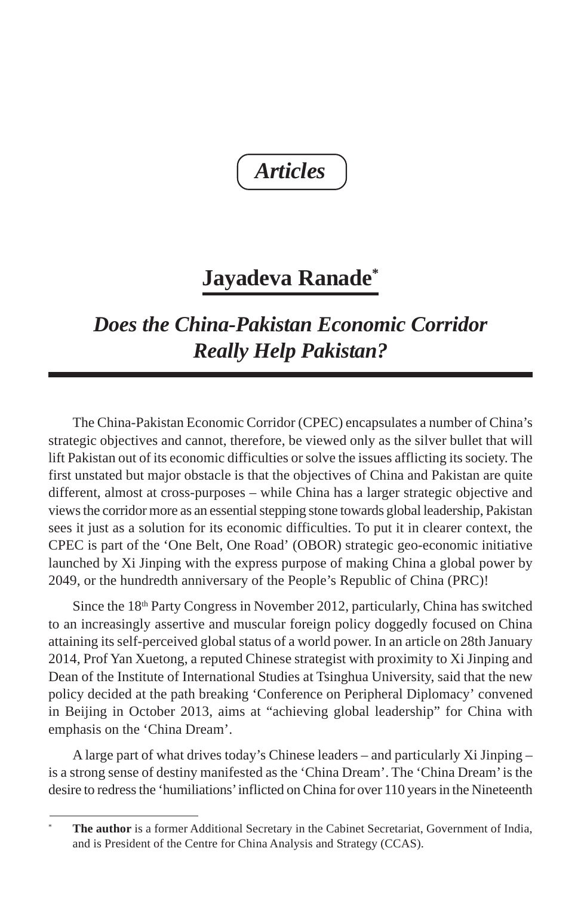*Articles*

# Jayadeva Ranade[*]

## *Does the China-Pakistan Economic Corridor Really Help Pakistan?*

The China-Pakistan Economic Corridor (CPEC) encapsulates a number of China's strategic objectives and cannot, therefore, be viewed only as the silver bullet that will lift Pakistan out of its economic difficulties or solve the issues afflicting its society. The first unstated but major obstacle is that the objectives of China and Pakistan are quite different, almost at cross-purposes – while China has a larger strategic objective and views the corridor more as an essential stepping stone towards global leadership, Pakistan sees it just as a solution for its economic difficulties. To put it in clearer context, the CPEC is part of the 'One Belt, One Road' (OBOR) strategic geo-economic initiative launched by Xi Jinping with the express purpose of making China a global power by 2049, or the hundredth anniversary of the People's Republic of China (PRC)!

Since the 18th Party Congress in November 2012, particularly, China has switched to an increasingly assertive and muscular foreign policy doggedly focused on China attaining its self-perceived global status of a world power. In an article on 28th January 2014, Prof Yan Xuetong, a reputed Chinese strategist with proximity to Xi Jinping and Dean of the Institute of International Studies at Tsinghua University, said that the new policy decided at the path breaking 'Conference on Peripheral Diplomacy' convened in Beijing in October 2013, aims at "achieving global leadership" for China with emphasis on the 'China Dream'.

A large part of what drives today's Chinese leaders – and particularly Xi Jinping – is a strong sense of destiny manifested as the 'China Dream'. The 'China Dream' is the desire to redress the 'humiliations' inflicted on China for over 110 years in the Nineteenth

---

[*] **The author** is a former Additional Secretary in the Cabinet Secretariat, Government of India, and is President of the Centre for China Analysis and Strategy (CCAS).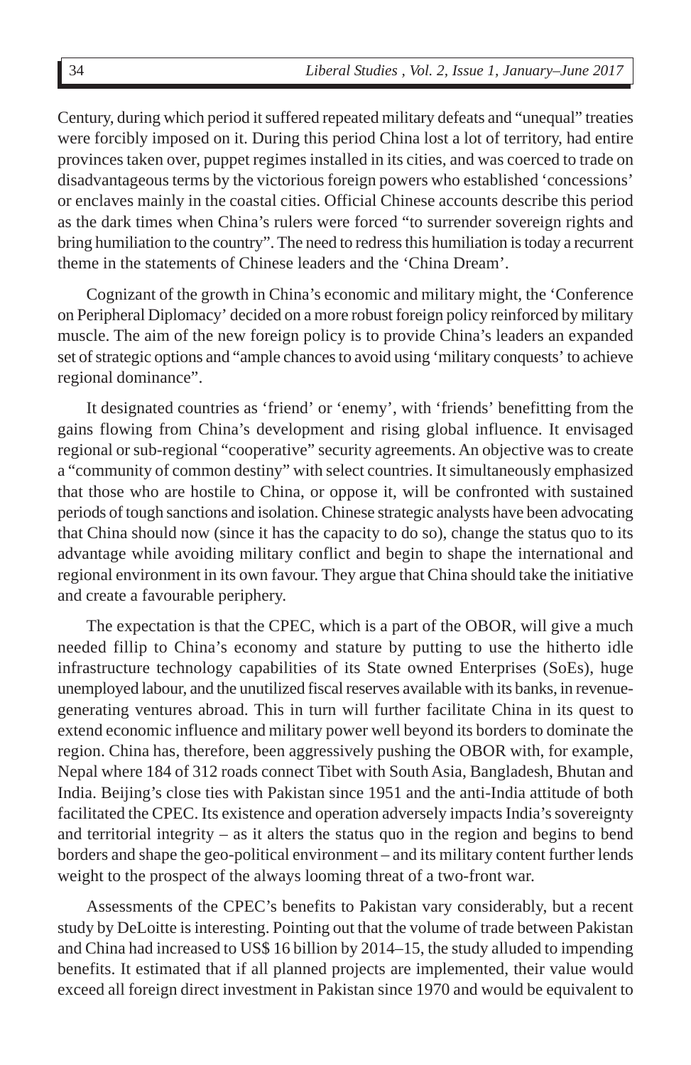Century, during which period it suffered repeated military defeats and "unequal" treaties were forcibly imposed on it. During this period China lost a lot of territory, had entire provinces taken over, puppet regimes installed in its cities, and was coerced to trade on disadvantageous terms by the victorious foreign powers who established 'concessions' or enclaves mainly in the coastal cities. Official Chinese accounts describe this period as the dark times when China's rulers were forced "to surrender sovereign rights and bring humiliation to the country". The need to redress this humiliation is today a recurrent theme in the statements of Chinese leaders and the 'China Dream'.

Cognizant of the growth in China's economic and military might, the 'Conference on Peripheral Diplomacy' decided on a more robust foreign policy reinforced by military muscle. The aim of the new foreign policy is to provide China's leaders an expanded set of strategic options and "ample chances to avoid using 'military conquests' to achieve regional dominance".

It designated countries as 'friend' or 'enemy', with 'friends' benefitting from the gains flowing from China's development and rising global influence. It envisaged regional or sub-regional "cooperative" security agreements. An objective was to create a "community of common destiny" with select countries. It simultaneously emphasized that those who are hostile to China, or oppose it, will be confronted with sustained periods of tough sanctions and isolation. Chinese strategic analysts have been advocating that China should now (since it has the capacity to do so), change the status quo to its advantage while avoiding military conflict and begin to shape the international and regional environment in its own favour. They argue that China should take the initiative and create a favourable periphery.

The expectation is that the CPEC, which is a part of the OBOR, will give a much needed fillip to China's economy and stature by putting to use the hitherto idle infrastructure technology capabilities of its State owned Enterprises (SoEs), huge unemployed labour, and the unutilized fiscal reserves available with its banks, in revenue-generating ventures abroad. This in turn will further facilitate China in its quest to extend economic influence and military power well beyond its borders to dominate the region. China has, therefore, been aggressively pushing the OBOR with, for example, Nepal where 184 of 312 roads connect Tibet with South Asia, Bangladesh, Bhutan and India. Beijing's close ties with Pakistan since 1951 and the anti-India attitude of both facilitated the CPEC. Its existence and operation adversely impacts India's sovereignty and territorial integrity – as it alters the status quo in the region and begins to bend borders and shape the geo-political environment – and its military content further lends weight to the prospect of the always looming threat of a two-front war.

Assessments of the CPEC's benefits to Pakistan vary considerably, but a recent study by DeLoitte is interesting. Pointing out that the volume of trade between Pakistan and China had increased to US$ 16 billion by 2014–15, the study alluded to impending benefits. It estimated that if all planned projects are implemented, their value would exceed all foreign direct investment in Pakistan since 1970 and would be equivalent to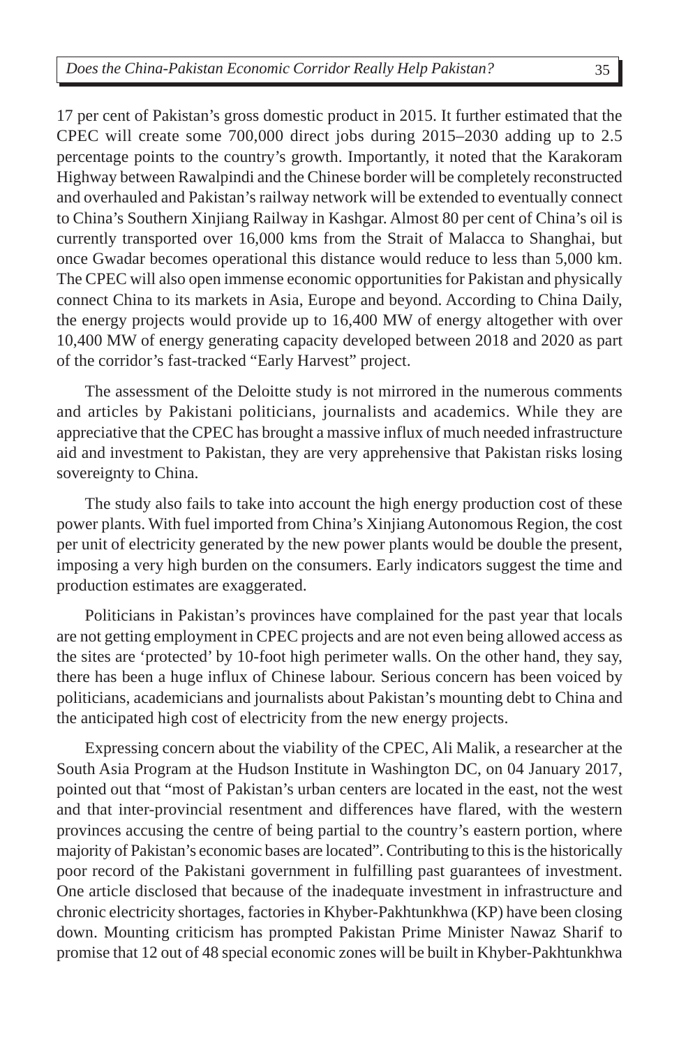17 per cent of Pakistan's gross domestic product in 2015. It further estimated that the CPEC will create some 700,000 direct jobs during 2015–2030 adding up to 2.5 percentage points to the country's growth. Importantly, it noted that the Karakoram Highway between Rawalpindi and the Chinese border will be completely reconstructed and overhauled and Pakistan's railway network will be extended to eventually connect to China's Southern Xinjiang Railway in Kashgar. Almost 80 per cent of China's oil is currently transported over 16,000 kms from the Strait of Malacca to Shanghai, but once Gwadar becomes operational this distance would reduce to less than 5,000 km. The CPEC will also open immense economic opportunities for Pakistan and physically connect China to its markets in Asia, Europe and beyond. According to China Daily, the energy projects would provide up to 16,400 MW of energy altogether with over 10,400 MW of energy generating capacity developed between 2018 and 2020 as part of the corridor's fast-tracked "Early Harvest" project.

The assessment of the Deloitte study is not mirrored in the numerous comments and articles by Pakistani politicians, journalists and academics. While they are appreciative that the CPEC has brought a massive influx of much needed infrastructure aid and investment to Pakistan, they are very apprehensive that Pakistan risks losing sovereignty to China.

The study also fails to take into account the high energy production cost of these power plants. With fuel imported from China's Xinjiang Autonomous Region, the cost per unit of electricity generated by the new power plants would be double the present, imposing a very high burden on the consumers. Early indicators suggest the time and production estimates are exaggerated.

Politicians in Pakistan's provinces have complained for the past year that locals are not getting employment in CPEC projects and are not even being allowed access as the sites are 'protected' by 10-foot high perimeter walls. On the other hand, they say, there has been a huge influx of Chinese labour. Serious concern has been voiced by politicians, academicians and journalists about Pakistan's mounting debt to China and the anticipated high cost of electricity from the new energy projects.

Expressing concern about the viability of the CPEC, Ali Malik, a researcher at the South Asia Program at the Hudson Institute in Washington DC, on 04 January 2017, pointed out that "most of Pakistan's urban centers are located in the east, not the west and that inter-provincial resentment and differences have flared, with the western provinces accusing the centre of being partial to the country's eastern portion, where majority of Pakistan's economic bases are located". Contributing to this is the historically poor record of the Pakistani government in fulfilling past guarantees of investment. One article disclosed that because of the inadequate investment in infrastructure and chronic electricity shortages, factories in Khyber-Pakhtunkhwa (KP) have been closing down. Mounting criticism has prompted Pakistan Prime Minister Nawaz Sharif to promise that 12 out of 48 special economic zones will be built in Khyber-Pakhtunkhwa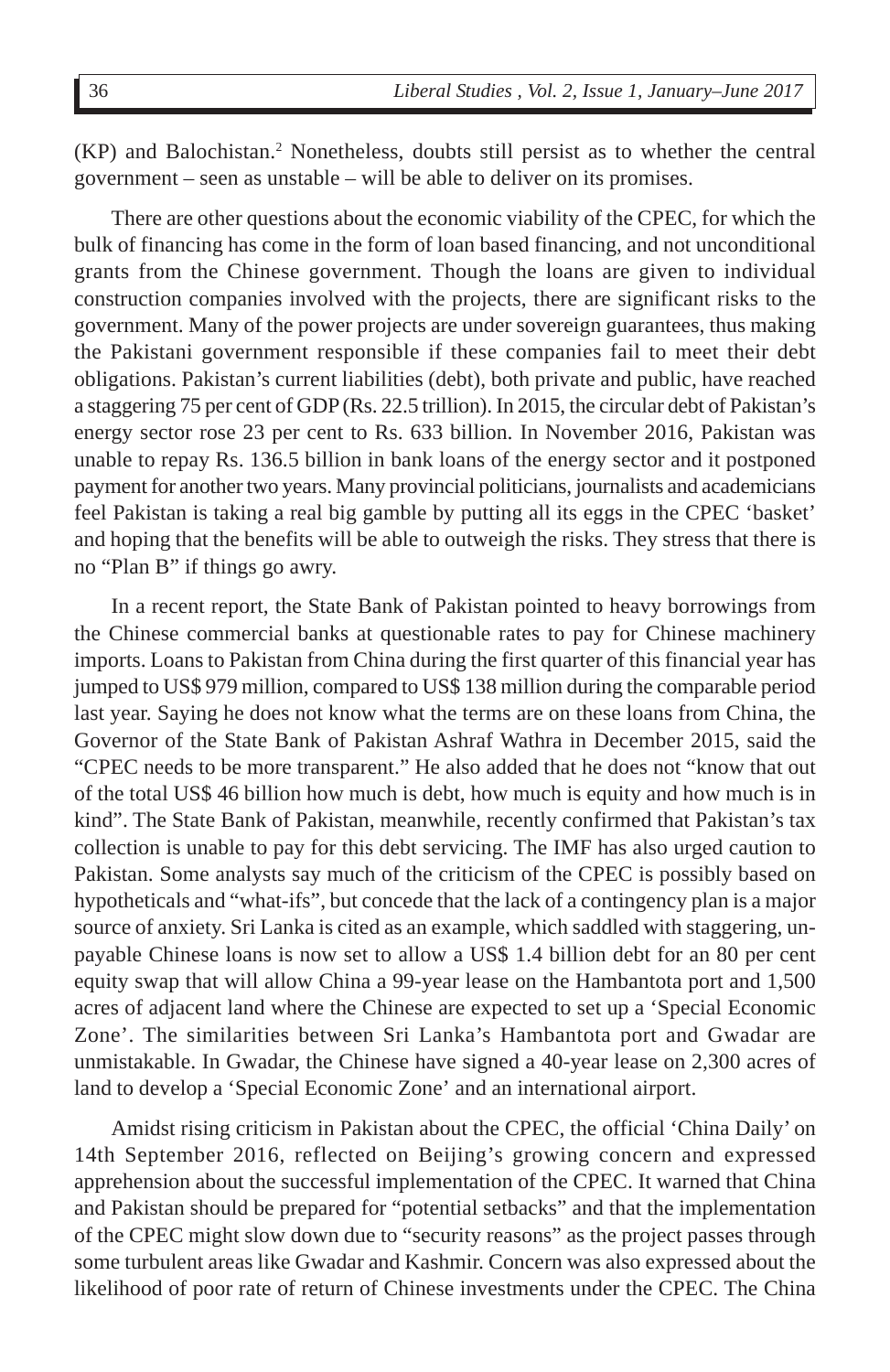(KP) and Balochistan.[2] Nonetheless, doubts still persist as to whether the central government – seen as unstable – will be able to deliver on its promises.

There are other questions about the economic viability of the CPEC, for which the bulk of financing has come in the form of loan based financing, and not unconditional grants from the Chinese government. Though the loans are given to individual construction companies involved with the projects, there are significant risks to the government. Many of the power projects are under sovereign guarantees, thus making the Pakistani government responsible if these companies fail to meet their debt obligations. Pakistan's current liabilities (debt), both private and public, have reached a staggering 75 per cent of GDP (Rs. 22.5 trillion). In 2015, the circular debt of Pakistan's energy sector rose 23 per cent to Rs. 633 billion. In November 2016, Pakistan was unable to repay Rs. 136.5 billion in bank loans of the energy sector and it postponed payment for another two years. Many provincial politicians, journalists and academicians feel Pakistan is taking a real big gamble by putting all its eggs in the CPEC 'basket' and hoping that the benefits will be able to outweigh the risks. They stress that there is no "Plan B" if things go awry.

In a recent report, the State Bank of Pakistan pointed to heavy borrowings from the Chinese commercial banks at questionable rates to pay for Chinese machinery imports. Loans to Pakistan from China during the first quarter of this financial year has jumped to US$ 979 million, compared to US$ 138 million during the comparable period last year. Saying he does not know what the terms are on these loans from China, the Governor of the State Bank of Pakistan Ashraf Wathra in December 2015, said the "CPEC needs to be more transparent." He also added that he does not "know that out of the total US$ 46 billion how much is debt, how much is equity and how much is in kind". The State Bank of Pakistan, meanwhile, recently confirmed that Pakistan's tax collection is unable to pay for this debt servicing. The IMF has also urged caution to Pakistan. Some analysts say much of the criticism of the CPEC is possibly based on hypotheticals and "what-ifs", but concede that the lack of a contingency plan is a major source of anxiety. Sri Lanka is cited as an example, which saddled with staggering, un-payable Chinese loans is now set to allow a US$ 1.4 billion debt for an 80 per cent equity swap that will allow China a 99-year lease on the Hambantota port and 1,500 acres of adjacent land where the Chinese are expected to set up a 'Special Economic Zone'. The similarities between Sri Lanka's Hambantota port and Gwadar are unmistakable. In Gwadar, the Chinese have signed a 40-year lease on 2,300 acres of land to develop a 'Special Economic Zone' and an international airport.

Amidst rising criticism in Pakistan about the CPEC, the official 'China Daily' on 14th September 2016, reflected on Beijing's growing concern and expressed apprehension about the successful implementation of the CPEC. It warned that China and Pakistan should be prepared for "potential setbacks" and that the implementation of the CPEC might slow down due to "security reasons" as the project passes through some turbulent areas like Gwadar and Kashmir. Concern was also expressed about the likelihood of poor rate of return of Chinese investments under the CPEC. The China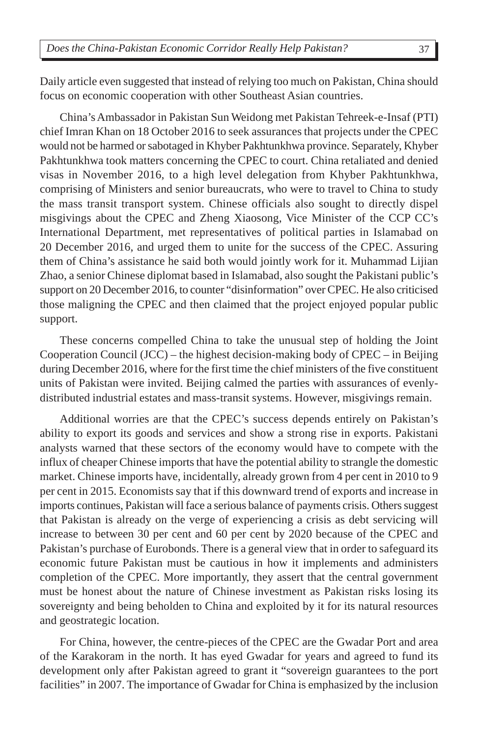Daily article even suggested that instead of relying too much on Pakistan, China should focus on economic cooperation with other Southeast Asian countries.

China's Ambassador in Pakistan Sun Weidong met Pakistan Tehreek-e-Insaf (PTI) chief Imran Khan on 18 October 2016 to seek assurances that projects under the CPEC would not be harmed or sabotaged in Khyber Pakhtunkhwa province. Separately, Khyber Pakhtunkhwa took matters concerning the CPEC to court. China retaliated and denied visas in November 2016, to a high level delegation from Khyber Pakhtunkhwa, comprising of Ministers and senior bureaucrats, who were to travel to China to study the mass transit transport system. Chinese officials also sought to directly dispel misgivings about the CPEC and Zheng Xiaosong, Vice Minister of the CCP CC's International Department, met representatives of political parties in Islamabad on 20 December 2016, and urged them to unite for the success of the CPEC. Assuring them of China's assistance he said both would jointly work for it. Muhammad Lijian Zhao, a senior Chinese diplomat based in Islamabad, also sought the Pakistani public's support on 20 December 2016, to counter "disinformation" over CPEC. He also criticised those maligning the CPEC and then claimed that the project enjoyed popular public support.

These concerns compelled China to take the unusual step of holding the Joint Cooperation Council (JCC) – the highest decision-making body of CPEC – in Beijing during December 2016, where for the first time the chief ministers of the five constituent units of Pakistan were invited. Beijing calmed the parties with assurances of evenly-distributed industrial estates and mass-transit systems. However, misgivings remain.

Additional worries are that the CPEC's success depends entirely on Pakistan's ability to export its goods and services and show a strong rise in exports. Pakistani analysts warned that these sectors of the economy would have to compete with the influx of cheaper Chinese imports that have the potential ability to strangle the domestic market. Chinese imports have, incidentally, already grown from 4 per cent in 2010 to 9 per cent in 2015. Economists say that if this downward trend of exports and increase in imports continues, Pakistan will face a serious balance of payments crisis. Others suggest that Pakistan is already on the verge of experiencing a crisis as debt servicing will increase to between 30 per cent and 60 per cent by 2020 because of the CPEC and Pakistan's purchase of Eurobonds. There is a general view that in order to safeguard its economic future Pakistan must be cautious in how it implements and administers completion of the CPEC. More importantly, they assert that the central government must be honest about the nature of Chinese investment as Pakistan risks losing its sovereignty and being beholden to China and exploited by it for its natural resources and geostrategic location.

For China, however, the centre-pieces of the CPEC are the Gwadar Port and area of the Karakoram in the north. It has eyed Gwadar for years and agreed to fund its development only after Pakistan agreed to grant it "sovereign guarantees to the port facilities" in 2007. The importance of Gwadar for China is emphasized by the inclusion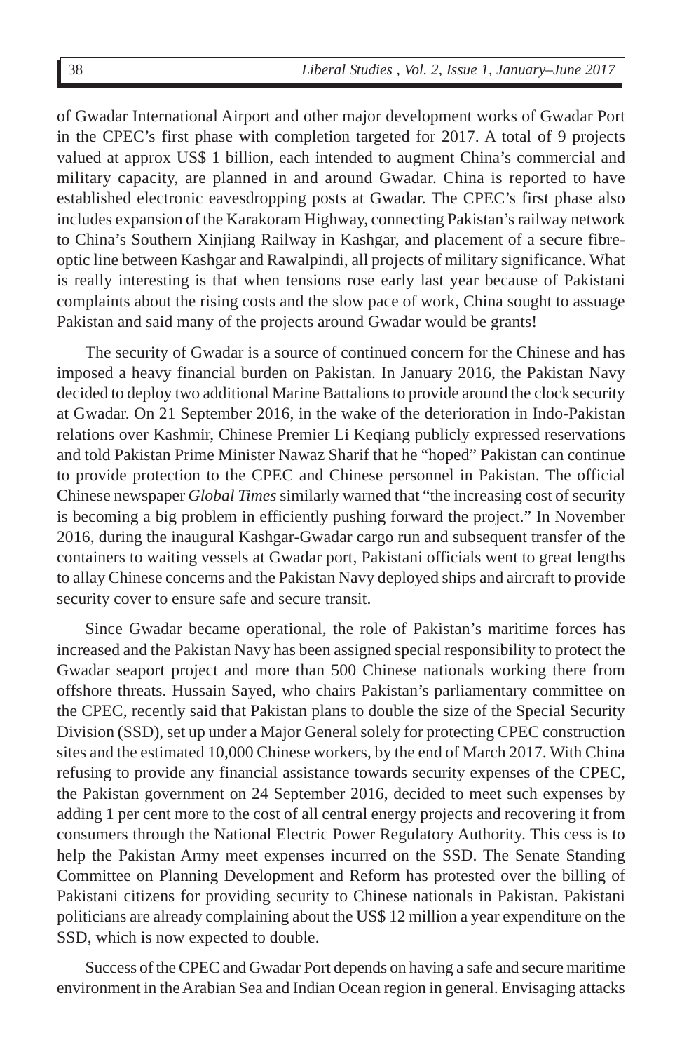of Gwadar International Airport and other major development works of Gwadar Port in the CPEC's first phase with completion targeted for 2017. A total of 9 projects valued at approx US$ 1 billion, each intended to augment China's commercial and military capacity, are planned in and around Gwadar. China is reported to have established electronic eavesdropping posts at Gwadar. The CPEC's first phase also includes expansion of the Karakoram Highway, connecting Pakistan's railway network to China's Southern Xinjiang Railway in Kashgar, and placement of a secure fibre-optic line between Kashgar and Rawalpindi, all projects of military significance. What is really interesting is that when tensions rose early last year because of Pakistani complaints about the rising costs and the slow pace of work, China sought to assuage Pakistan and said many of the projects around Gwadar would be grants!

The security of Gwadar is a source of continued concern for the Chinese and has imposed a heavy financial burden on Pakistan. In January 2016, the Pakistan Navy decided to deploy two additional Marine Battalions to provide around the clock security at Gwadar. On 21 September 2016, in the wake of the deterioration in Indo-Pakistan relations over Kashmir, Chinese Premier Li Keqiang publicly expressed reservations and told Pakistan Prime Minister Nawaz Sharif that he "hoped" Pakistan can continue to provide protection to the CPEC and Chinese personnel in Pakistan. The official Chinese newspaper *Global Times* similarly warned that "the increasing cost of security is becoming a big problem in efficiently pushing forward the project." In November 2016, during the inaugural Kashgar-Gwadar cargo run and subsequent transfer of the containers to waiting vessels at Gwadar port, Pakistani officials went to great lengths to allay Chinese concerns and the Pakistan Navy deployed ships and aircraft to provide security cover to ensure safe and secure transit.

Since Gwadar became operational, the role of Pakistan's maritime forces has increased and the Pakistan Navy has been assigned special responsibility to protect the Gwadar seaport project and more than 500 Chinese nationals working there from offshore threats. Hussain Sayed, who chairs Pakistan's parliamentary committee on the CPEC, recently said that Pakistan plans to double the size of the Special Security Division (SSD), set up under a Major General solely for protecting CPEC construction sites and the estimated 10,000 Chinese workers, by the end of March 2017. With China refusing to provide any financial assistance towards security expenses of the CPEC, the Pakistan government on 24 September 2016, decided to meet such expenses by adding 1 per cent more to the cost of all central energy projects and recovering it from consumers through the National Electric Power Regulatory Authority. This cess is to help the Pakistan Army meet expenses incurred on the SSD. The Senate Standing Committee on Planning Development and Reform has protested over the billing of Pakistani citizens for providing security to Chinese nationals in Pakistan. Pakistani politicians are already complaining about the US$ 12 million a year expenditure on the SSD, which is now expected to double.

Success of the CPEC and Gwadar Port depends on having a safe and secure maritime environment in the Arabian Sea and Indian Ocean region in general. Envisaging attacks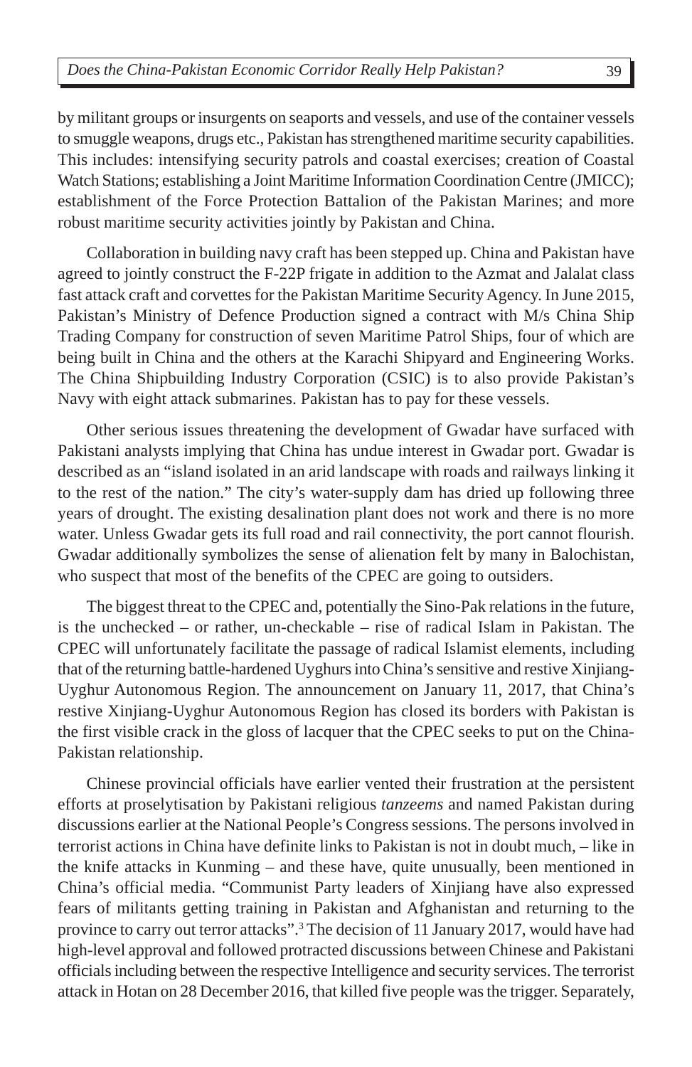by militant groups or insurgents on seaports and vessels, and use of the container vessels to smuggle weapons, drugs etc., Pakistan has strengthened maritime security capabilities. This includes: intensifying security patrols and coastal exercises; creation of Coastal Watch Stations; establishing a Joint Maritime Information Coordination Centre (JMICC); establishment of the Force Protection Battalion of the Pakistan Marines; and more robust maritime security activities jointly by Pakistan and China.

Collaboration in building navy craft has been stepped up. China and Pakistan have agreed to jointly construct the F-22P frigate in addition to the Azmat and Jalalat class fast attack craft and corvettes for the Pakistan Maritime Security Agency. In June 2015, Pakistan's Ministry of Defence Production signed a contract with M/s China Ship Trading Company for construction of seven Maritime Patrol Ships, four of which are being built in China and the others at the Karachi Shipyard and Engineering Works. The China Shipbuilding Industry Corporation (CSIC) is to also provide Pakistan's Navy with eight attack submarines. Pakistan has to pay for these vessels.

Other serious issues threatening the development of Gwadar have surfaced with Pakistani analysts implying that China has undue interest in Gwadar port. Gwadar is described as an "island isolated in an arid landscape with roads and railways linking it to the rest of the nation." The city's water-supply dam has dried up following three years of drought. The existing desalination plant does not work and there is no more water. Unless Gwadar gets its full road and rail connectivity, the port cannot flourish. Gwadar additionally symbolizes the sense of alienation felt by many in Balochistan, who suspect that most of the benefits of the CPEC are going to outsiders.

The biggest threat to the CPEC and, potentially the Sino-Pak relations in the future, is the unchecked – or rather, un-checkable – rise of radical Islam in Pakistan. The CPEC will unfortunately facilitate the passage of radical Islamist elements, including that of the returning battle-hardened Uyghurs into China's sensitive and restive Xinjiang-Uyghur Autonomous Region. The announcement on January 11, 2017, that China's restive Xinjiang-Uyghur Autonomous Region has closed its borders with Pakistan is the first visible crack in the gloss of lacquer that the CPEC seeks to put on the China-Pakistan relationship.

Chinese provincial officials have earlier vented their frustration at the persistent efforts at proselytisation by Pakistani religious *tanzeems* and named Pakistan during discussions earlier at the National People's Congress sessions. The persons involved in terrorist actions in China have definite links to Pakistan is not in doubt much, – like in the knife attacks in Kunming – and these have, quite unusually, been mentioned in China's official media. "Communist Party leaders of Xinjiang have also expressed fears of militants getting training in Pakistan and Afghanistan and returning to the province to carry out terror attacks".[3] The decision of 11 January 2017, would have had high-level approval and followed protracted discussions between Chinese and Pakistani officials including between the respective Intelligence and security services. The terrorist attack in Hotan on 28 December 2016, that killed five people was the trigger. Separately,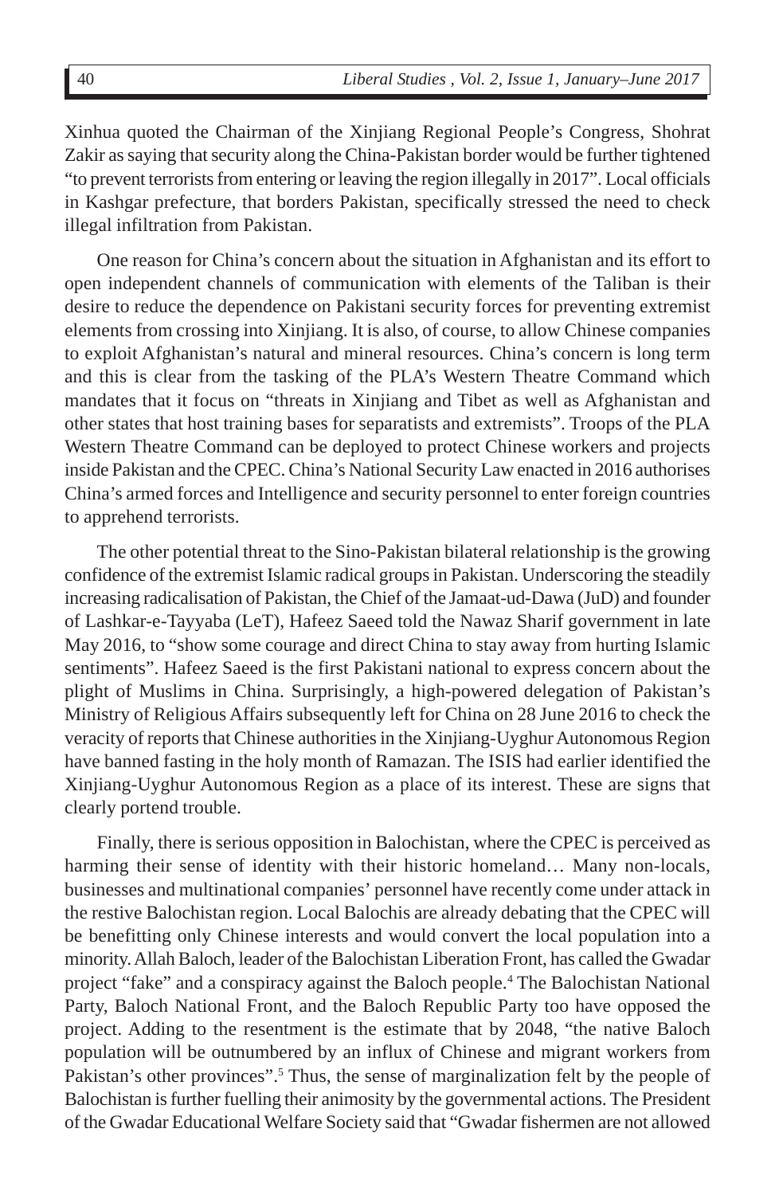Xinhua quoted the Chairman of the Xinjiang Regional People's Congress, Shohrat Zakir as saying that security along the China-Pakistan border would be further tightened "to prevent terrorists from entering or leaving the region illegally in 2017". Local officials in Kashgar prefecture, that borders Pakistan, specifically stressed the need to check illegal infiltration from Pakistan.

One reason for China's concern about the situation in Afghanistan and its effort to open independent channels of communication with elements of the Taliban is their desire to reduce the dependence on Pakistani security forces for preventing extremist elements from crossing into Xinjiang. It is also, of course, to allow Chinese companies to exploit Afghanistan's natural and mineral resources. China's concern is long term and this is clear from the tasking of the PLA's Western Theatre Command which mandates that it focus on "threats in Xinjiang and Tibet as well as Afghanistan and other states that host training bases for separatists and extremists". Troops of the PLA Western Theatre Command can be deployed to protect Chinese workers and projects inside Pakistan and the CPEC. China's National Security Law enacted in 2016 authorises China's armed forces and Intelligence and security personnel to enter foreign countries to apprehend terrorists.

The other potential threat to the Sino-Pakistan bilateral relationship is the growing confidence of the extremist Islamic radical groups in Pakistan. Underscoring the steadily increasing radicalisation of Pakistan, the Chief of the Jamaat-ud-Dawa (JuD) and founder of Lashkar-e-Tayyaba (LeT), Hafeez Saeed told the Nawaz Sharif government in late May 2016, to "show some courage and direct China to stay away from hurting Islamic sentiments". Hafeez Saeed is the first Pakistani national to express concern about the plight of Muslims in China. Surprisingly, a high-powered delegation of Pakistan's Ministry of Religious Affairs subsequently left for China on 28 June 2016 to check the veracity of reports that Chinese authorities in the Xinjiang-Uyghur Autonomous Region have banned fasting in the holy month of Ramazan. The ISIS had earlier identified the Xinjiang-Uyghur Autonomous Region as a place of its interest. These are signs that clearly portend trouble.

Finally, there is serious opposition in Balochistan, where the CPEC is perceived as harming their sense of identity with their historic homeland… Many non-locals, businesses and multinational companies' personnel have recently come under attack in the restive Balochistan region. Local Balochis are already debating that the CPEC will be benefitting only Chinese interests and would convert the local population into a minority. Allah Baloch, leader of the Balochistan Liberation Front, has called the Gwadar project "fake" and a conspiracy against the Baloch people.[4] The Balochistan National Party, Baloch National Front, and the Baloch Republic Party too have opposed the project. Adding to the resentment is the estimate that by 2048, "the native Baloch population will be outnumbered by an influx of Chinese and migrant workers from Pakistan's other provinces".[5] Thus, the sense of marginalization felt by the people of Balochistan is further fuelling their animosity by the governmental actions. The President of the Gwadar Educational Welfare Society said that "Gwadar fishermen are not allowed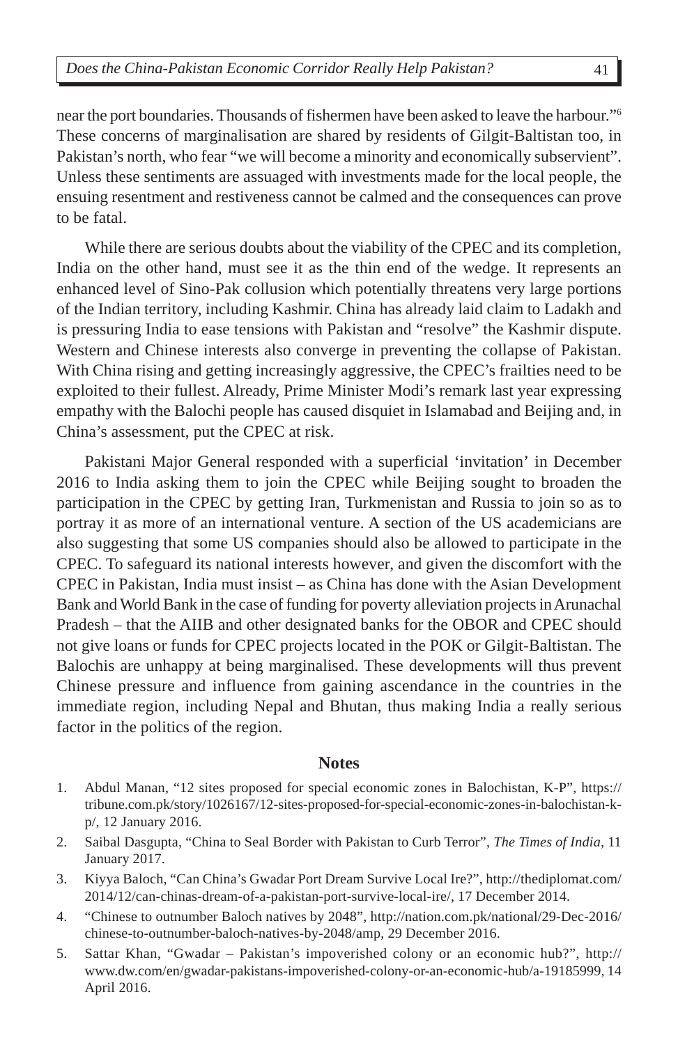near the port boundaries. Thousands of fishermen have been asked to leave the harbour."[6] These concerns of marginalisation are shared by residents of Gilgit-Baltistan too, in Pakistan's north, who fear "we will become a minority and economically subservient". Unless these sentiments are assuaged with investments made for the local people, the ensuing resentment and restiveness cannot be calmed and the consequences can prove to be fatal.

While there are serious doubts about the viability of the CPEC and its completion, India on the other hand, must see it as the thin end of the wedge. It represents an enhanced level of Sino-Pak collusion which potentially threatens very large portions of the Indian territory, including Kashmir. China has already laid claim to Ladakh and is pressuring India to ease tensions with Pakistan and "resolve" the Kashmir dispute. Western and Chinese interests also converge in preventing the collapse of Pakistan. With China rising and getting increasingly aggressive, the CPEC's frailties need to be exploited to their fullest. Already, Prime Minister Modi's remark last year expressing empathy with the Balochi people has caused disquiet in Islamabad and Beijing and, in China's assessment, put the CPEC at risk.

Pakistani Major General responded with a superficial 'invitation' in December 2016 to India asking them to join the CPEC while Beijing sought to broaden the participation in the CPEC by getting Iran, Turkmenistan and Russia to join so as to portray it as more of an international venture. A section of the US academicians are also suggesting that some US companies should also be allowed to participate in the CPEC. To safeguard its national interests however, and given the discomfort with the CPEC in Pakistan, India must insist – as China has done with the Asian Development Bank and World Bank in the case of funding for poverty alleviation projects in Arunachal Pradesh – that the AIIB and other designated banks for the OBOR and CPEC should not give loans or funds for CPEC projects located in the POK or Gilgit-Baltistan. The Balochis are unhappy at being marginalised. These developments will thus prevent Chinese pressure and influence from gaining ascendance in the countries in the immediate region, including Nepal and Bhutan, thus making India a really serious factor in the politics of the region.

## Notes

1. Abdul Manan, "12 sites proposed for special economic zones in Balochistan, K-P", https://tribune.com.pk/story/1026167/12-sites-proposed-for-special-economic-zones-in-balochistan-k-p/, 12 January 2016.
2. Saibal Dasgupta, "China to Seal Border with Pakistan to Curb Terror", *The Times of India*, 11 January 2017.
3. Kiyya Baloch, "Can China's Gwadar Port Dream Survive Local Ire?", http://thediplomat.com/2014/12/can-chinas-dream-of-a-pakistan-port-survive-local-ire/, 17 December 2014.
4. "Chinese to outnumber Baloch natives by 2048", http://nation.com.pk/national/29-Dec-2016/chinese-to-outnumber-baloch-natives-by-2048/amp, 29 December 2016.
5. Sattar Khan, "Gwadar – Pakistan's impoverished colony or an economic hub?", http://www.dw.com/en/gwadar-pakistans-impoverished-colony-or-an-economic-hub/a-19185999, 14 April 2016.